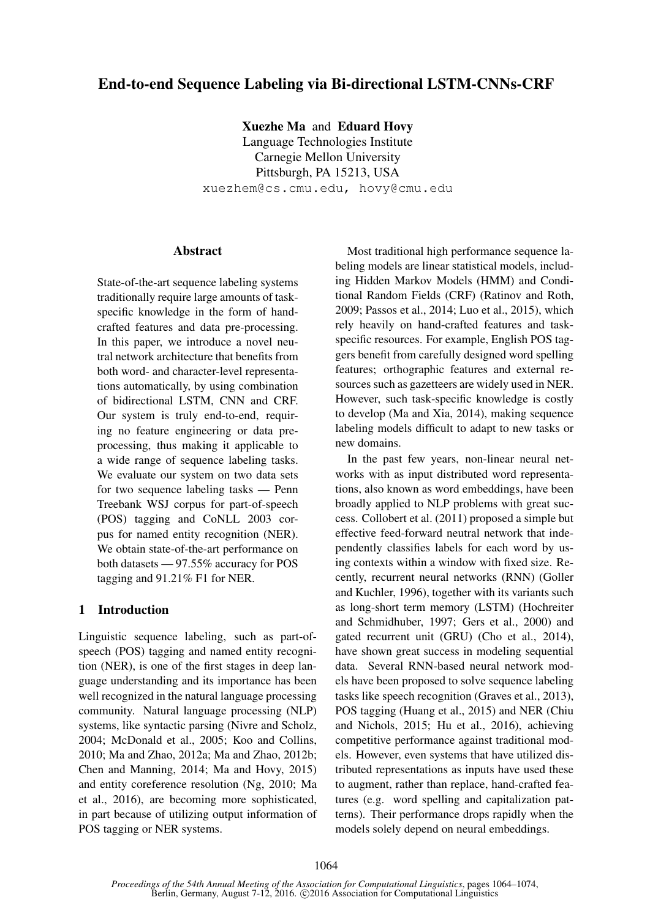# End-to-end Sequence Labeling via Bi-directional LSTM-CNNs-CRF

**Xuezhe Ma** and **Eduard Hovy**
Language Technologies Institute
Carnegie Mellon University
Pittsburgh, PA 15213, USA
xuezhem@cs.cmu.edu, hovy@cmu.edu

## Abstract

State-of-the-art sequence labeling systems traditionally require large amounts of task-specific knowledge in the form of hand-crafted features and data pre-processing. In this paper, we introduce a novel neutral network architecture that benefits from both word- and character-level representations automatically, by using combination of bidirectional LSTM, CNN and CRF. Our system is truly end-to-end, requiring no feature engineering or data pre-processing, thus making it applicable to a wide range of sequence labeling tasks. We evaluate our system on two data sets for two sequence labeling tasks — Penn Treebank WSJ corpus for part-of-speech (POS) tagging and CoNLL 2003 corpus for named entity recognition (NER). We obtain state-of-the-art performance on both datasets — 97.55% accuracy for POS tagging and 91.21% F1 for NER.

## 1 Introduction

Linguistic sequence labeling, such as part-of-speech (POS) tagging and named entity recognition (NER), is one of the first stages in deep language understanding and its importance has been well recognized in the natural language processing community. Natural language processing (NLP) systems, like syntactic parsing (Nivre and Scholz, 2004; McDonald et al., 2005; Koo and Collins, 2010; Ma and Zhao, 2012a; Ma and Zhao, 2012b; Chen and Manning, 2014; Ma and Hovy, 2015) and entity coreference resolution (Ng, 2010; Ma et al., 2016), are becoming more sophisticated, in part because of utilizing output information of POS tagging or NER systems.

Most traditional high performance sequence labeling models are linear statistical models, including Hidden Markov Models (HMM) and Conditional Random Fields (CRF) (Ratinov and Roth, 2009; Passos et al., 2014; Luo et al., 2015), which rely heavily on hand-crafted features and task-specific resources. For example, English POS taggers benefit from carefully designed word spelling features; orthographic features and external resources such as gazetteers are widely used in NER. However, such task-specific knowledge is costly to develop (Ma and Xia, 2014), making sequence labeling models difficult to adapt to new tasks or new domains.

In the past few years, non-linear neural networks with as input distributed word representations, also known as word embeddings, have been broadly applied to NLP problems with great success. Collobert et al. (2011) proposed a simple but effective feed-forward neutral network that independently classifies labels for each word by using contexts within a window with fixed size. Recently, recurrent neural networks (RNN) (Goller and Kuchler, 1996), together with its variants such as long-short term memory (LSTM) (Hochreiter and Schmidhuber, 1997; Gers et al., 2000) and gated recurrent unit (GRU) (Cho et al., 2014), have shown great success in modeling sequential data. Several RNN-based neural network models have been proposed to solve sequence labeling tasks like speech recognition (Graves et al., 2013), POS tagging (Huang et al., 2015) and NER (Chiu and Nichols, 2015; Hu et al., 2016), achieving competitive performance against traditional models. However, even systems that have utilized distributed representations as inputs have used these to augment, rather than replace, hand-crafted features (e.g. word spelling and capitalization patterns). Their performance drops rapidly when the models solely depend on neural embeddings.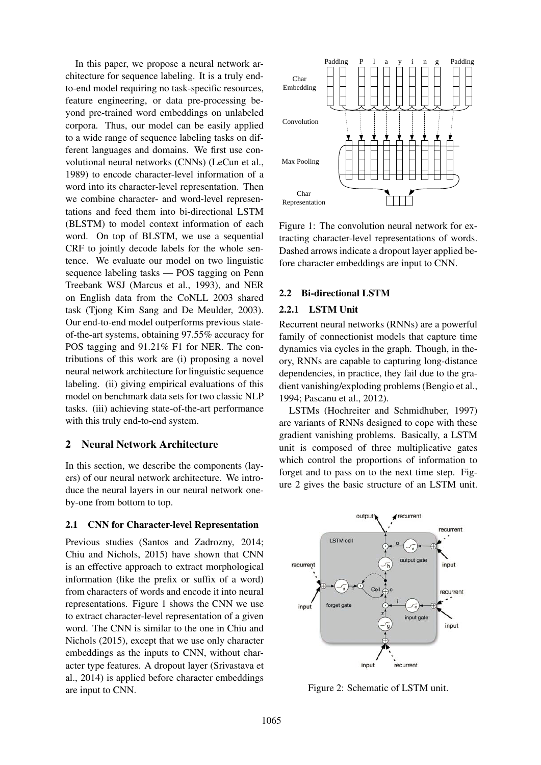In this paper, we propose a neural network architecture for sequence labeling. It is a truly end-to-end model requiring no task-specific resources, feature engineering, or data pre-processing beyond pre-trained word embeddings on unlabeled corpora. Thus, our model can be easily applied to a wide range of sequence labeling tasks on different languages and domains. We first use convolutional neural networks (CNNs) (LeCun et al., 1989) to encode character-level information of a word into its character-level representation. Then we combine character- and word-level representations and feed them into bi-directional LSTM (BLSTM) to model context information of each word. On top of BLSTM, we use a sequential CRF to jointly decode labels for the whole sentence. We evaluate our model on two linguistic sequence labeling tasks — POS tagging on Penn Treebank WSJ (Marcus et al., 1993), and NER on English data from the CoNLL 2003 shared task (Tjong Kim Sang and De Meulder, 2003). Our end-to-end model outperforms previous state-of-the-art systems, obtaining 97.55% accuracy for POS tagging and 91.21% F1 for NER. The contributions of this work are (i) proposing a novel neural network architecture for linguistic sequence labeling. (ii) giving empirical evaluations of this model on benchmark data sets for two classic NLP tasks. (iii) achieving state-of-the-art performance with this truly end-to-end system.

## 2 Neural Network Architecture

In this section, we describe the components (layers) of our neural network architecture. We introduce the neural layers in our neural network one-by-one from bottom to top.

### 2.1 CNN for Character-level Representation

Previous studies (Santos and Zadrozny, 2014; Chiu and Nichols, 2015) have shown that CNN is an effective approach to extract morphological information (like the prefix or suffix of a word) from characters of words and encode it into neural representations. Figure 1 shows the CNN we use to extract character-level representation of a given word. The CNN is similar to the one in Chiu and Nichols (2015), except that we use only character embeddings as the inputs to CNN, without character type features. A dropout layer (Srivastava et al., 2014) is applied before character embeddings are input to CNN.

Figure 1: The convolution neural network for extracting character-level representations of words. Dashed arrows indicate a dropout layer applied before character embeddings are input to CNN.

### 2.2 Bi-directional LSTM

#### 2.2.1 LSTM Unit

Recurrent neural networks (RNNs) are a powerful family of connectionist models that capture time dynamics via cycles in the graph. Though, in theory, RNNs are capable to capturing long-distance dependencies, in practice, they fail due to the gradient vanishing/exploding problems (Bengio et al., 1994; Pascanu et al., 2012).

LSTMs (Hochreiter and Schmidhuber, 1997) are variants of RNNs designed to cope with these gradient vanishing problems. Basically, a LSTM unit is composed of three multiplicative gates which control the proportions of information to forget and to pass on to the next time step. Figure 2 gives the basic structure of an LSTM unit.

Figure 2: Schematic of LSTM unit.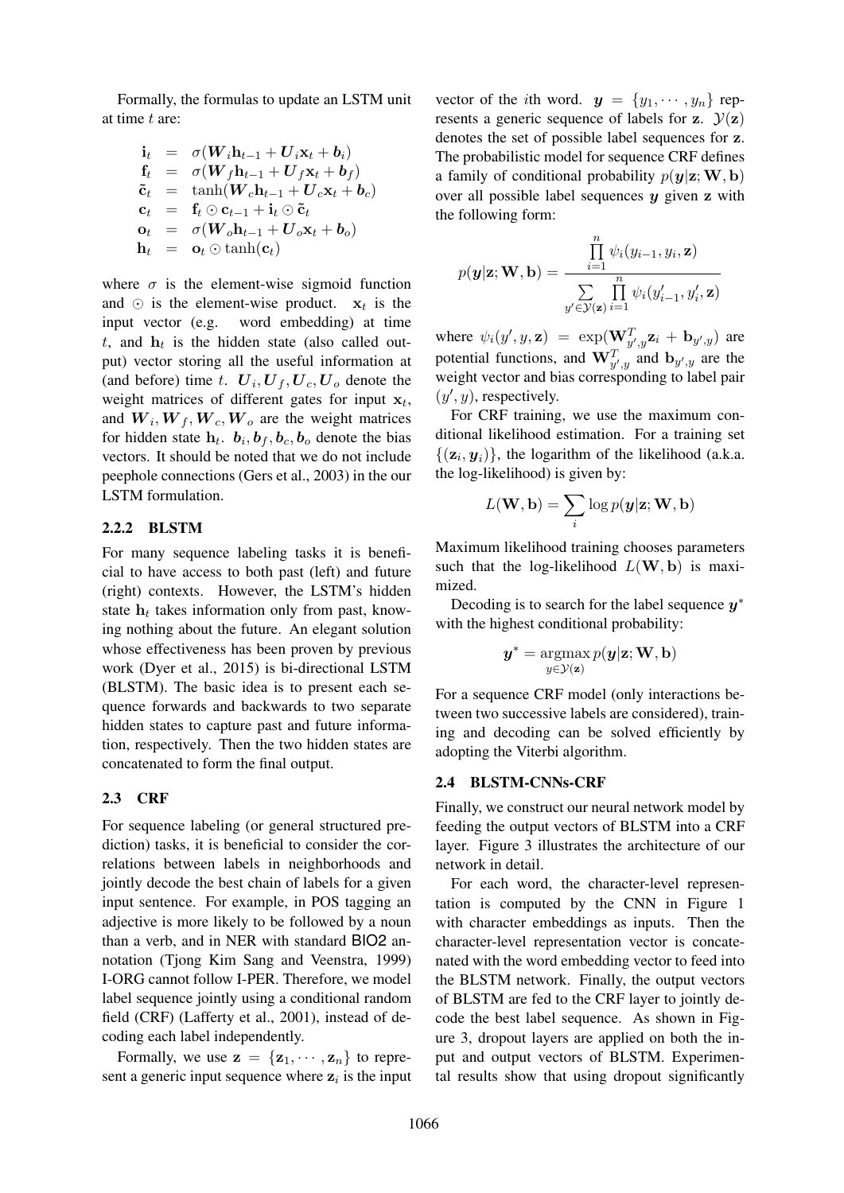Formally, the formulas to update an LSTM unit at time $t$ are:

$$
\begin{aligned}
\mathbf{i}_t &= \sigma(\boldsymbol{W}_i \mathbf{h}_{t-1} + \boldsymbol{U}_i \mathbf{x}_t + \boldsymbol{b}_i) \\
\mathbf{f}_t &= \sigma(\boldsymbol{W}_f \mathbf{h}_{t-1} + \boldsymbol{U}_f \mathbf{x}_t + \boldsymbol{b}_f) \\
\tilde{\mathbf{c}}_t &= \tanh(\boldsymbol{W}_c \mathbf{h}_{t-1} + \boldsymbol{U}_c \mathbf{x}_t + \boldsymbol{b}_c) \\
\mathbf{c}_t &= \mathbf{f}_t \odot \mathbf{c}_{t-1} + \mathbf{i}_t \odot \tilde{\mathbf{c}}_t \\
\mathbf{o}_t &= \sigma(\boldsymbol{W}_o \mathbf{h}_{t-1} + \boldsymbol{U}_o \mathbf{x}_t + \boldsymbol{b}_o) \\
\mathbf{h}_t &= \mathbf{o}_t \odot \tanh(\mathbf{c}_t)
\end{aligned}
$$

where $\sigma$ is the element-wise sigmoid function and $\odot$ is the element-wise product. $\mathbf{x}_t$ is the input vector (e.g. word embedding) at time $t$, and $\mathbf{h}_t$ is the hidden state (also called output) vector storing all the useful information at (and before) time $t$. $\boldsymbol{U}_i, \boldsymbol{U}_f, \boldsymbol{U}_c, \boldsymbol{U}_o$ denote the weight matrices of different gates for input $\mathbf{x}_t$, and $\boldsymbol{W}_i, \boldsymbol{W}_f, \boldsymbol{W}_c, \boldsymbol{W}_o$ are the weight matrices for hidden state $\mathbf{h}_t$. $\boldsymbol{b}_i, \boldsymbol{b}_f, \boldsymbol{b}_c, \boldsymbol{b}_o$ denote the bias vectors. It should be noted that we do not include peephole connections (Gers et al., 2003) in the our LSTM formulation.

#### 2.2.2 BLSTM

For many sequence labeling tasks it is beneficial to have access to both past (left) and future (right) contexts. However, the LSTM's hidden state $\mathbf{h}_t$ takes information only from past, knowing nothing about the future. An elegant solution whose effectiveness has been proven by previous work (Dyer et al., 2015) is bi-directional LSTM (BLSTM). The basic idea is to present each sequence forwards and backwards to two separate hidden states to capture past and future information, respectively. Then the two hidden states are concatenated to form the final output.

### 2.3 CRF

For sequence labeling (or general structured prediction) tasks, it is beneficial to consider the correlations between labels in neighborhoods and jointly decode the best chain of labels for a given input sentence. For example, in POS tagging an adjective is more likely to be followed by a noun than a verb, and in NER with standard BIO2 annotation (Tjong Kim Sang and Veenstra, 1999) I-ORG cannot follow I-PER. Therefore, we model label sequence jointly using a conditional random field (CRF) (Lafferty et al., 2001), instead of decoding each label independently.

Formally, we use $\mathbf{z} = \{\mathbf{z}_1, \cdots, \mathbf{z}_n\}$ to represent a generic input sequence where $\mathbf{z}_i$ is the input vector of the $i$th word. $\boldsymbol{y} = \{y_1, \cdots, y_n\}$ represents a generic sequence of labels for $\mathbf{z}$. $\mathcal{Y}(\mathbf{z})$ denotes the set of possible label sequences for $\mathbf{z}$. The probabilistic model for sequence CRF defines a family of conditional probability $p(\boldsymbol{y}|\mathbf{z}; \mathbf{W}, \mathbf{b})$ over all possible label sequences $\boldsymbol{y}$ given $\mathbf{z}$ with the following form:

$$
p(\boldsymbol{y}|\mathbf{z}; \mathbf{W}, \mathbf{b}) = \frac{\prod\limits_{i=1}^{n} \psi_i(y_{i-1}, y_i, \mathbf{z})}{\sum\limits_{y' \in \mathcal{Y}(\mathbf{z})} \prod\limits_{i=1}^{n} \psi_i(y'_{i-1}, y'_i, \mathbf{z})}
$$

where $\psi_i(y', y, \mathbf{z}) = \exp(\mathbf{W}^T_{y',y} \mathbf{z}_i + \mathbf{b}_{y',y})$ are potential functions, and $\mathbf{W}^T_{y',y}$ and $\mathbf{b}_{y',y}$ are the weight vector and bias corresponding to label pair $(y', y)$, respectively.

For CRF training, we use the maximum conditional likelihood estimation. For a training set $\{(\mathbf{z}_i, \boldsymbol{y}_i)\}$, the logarithm of the likelihood (a.k.a. the log-likelihood) is given by:

$$
L(\mathbf{W}, \mathbf{b}) = \sum_i \log p(\boldsymbol{y}|\mathbf{z}; \mathbf{W}, \mathbf{b})
$$

Maximum likelihood training chooses parameters such that the log-likelihood $L(\mathbf{W}, \mathbf{b})$ is maximized.

Decoding is to search for the label sequence $\boldsymbol{y}^*$ with the highest conditional probability:

$$
\boldsymbol{y}^* = \underset{y \in \mathcal{Y}(\mathbf{z})}{\operatorname{argmax}}\, p(\boldsymbol{y}|\mathbf{z}; \mathbf{W}, \mathbf{b})
$$

For a sequence CRF model (only interactions between two successive labels are considered), training and decoding can be solved efficiently by adopting the Viterbi algorithm.

### 2.4 BLSTM-CNNs-CRF

Finally, we construct our neural network model by feeding the output vectors of BLSTM into a CRF layer. Figure 3 illustrates the architecture of our network in detail.

For each word, the character-level representation is computed by the CNN in Figure 1 with character embeddings as inputs. Then the character-level representation vector is concatenated with the word embedding vector to feed into the BLSTM network. Finally, the output vectors of BLSTM are fed to the CRF layer to jointly decode the best label sequence. As shown in Figure 3, dropout layers are applied on both the input and output vectors of BLSTM. Experimental results show that using dropout significantly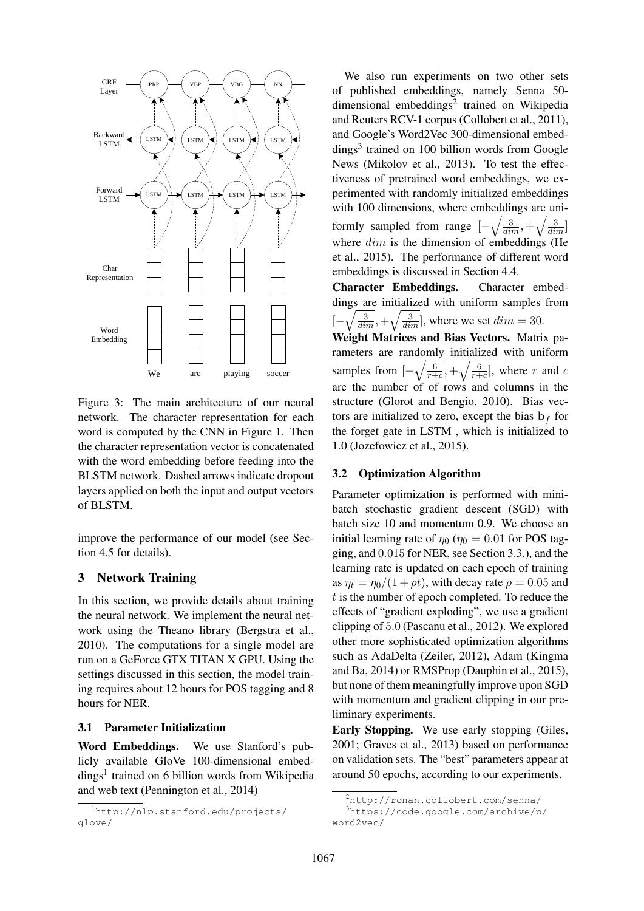Figure 3: The main architecture of our neural network. The character representation for each word is computed by the CNN in Figure 1. Then the character representation vector is concatenated with the word embedding before feeding into the BLSTM network. Dashed arrows indicate dropout layers applied on both the input and output vectors of BLSTM.

improve the performance of our model (see Section 4.5 for details).

## 3 Network Training

In this section, we provide details about training the neural network. We implement the neural network using the Theano library (Bergstra et al., 2010). The computations for a single model are run on a GeForce GTX TITAN X GPU. Using the settings discussed in this section, the model training requires about 12 hours for POS tagging and 8 hours for NER.

### 3.1 Parameter Initialization

**Word Embeddings.** We use Stanford's publicly available GloVe 100-dimensional embeddings[1] trained on 6 billion words from Wikipedia and web text (Pennington et al., 2014)

We also run experiments on two other sets of published embeddings, namely Senna 50-dimensional embeddings[2] trained on Wikipedia and Reuters RCV-1 corpus (Collobert et al., 2011), and Google's Word2Vec 300-dimensional embeddings[3] trained on 100 billion words from Google News (Mikolov et al., 2013). To test the effectiveness of pretrained word embeddings, we experimented with randomly initialized embeddings with 100 dimensions, where embeddings are uniformly sampled from range $[-\sqrt{\frac{3}{dim}}, +\sqrt{\frac{3}{dim}}]$ where $dim$ is the dimension of embeddings (He et al., 2015). The performance of different word embeddings is discussed in Section 4.4.

**Character Embeddings.** Character embeddings are initialized with uniform samples from $[-\sqrt{\frac{3}{dim}}, +\sqrt{\frac{3}{dim}}]$, where we set $dim = 30$.

**Weight Matrices and Bias Vectors.** Matrix parameters are randomly initialized with uniform samples from $[-\sqrt{\frac{6}{r+c}}, +\sqrt{\frac{6}{r+c}}]$, where $r$ and $c$ are the number of of rows and columns in the structure (Glorot and Bengio, 2010). Bias vectors are initialized to zero, except the bias $\mathbf{b}_f$ for the forget gate in LSTM , which is initialized to 1.0 (Jozefowicz et al., 2015).

### 3.2 Optimization Algorithm

Parameter optimization is performed with mini-batch stochastic gradient descent (SGD) with batch size 10 and momentum 0.9. We choose an initial learning rate of $\eta_0$ ($\eta_0 = 0.01$ for POS tagging, and $0.015$ for NER, see Section 3.3.), and the learning rate is updated on each epoch of training as $\eta_t = \eta_0/(1 + \rho t)$, with decay rate $\rho = 0.05$ and $t$ is the number of epoch completed. To reduce the effects of "gradient exploding", we use a gradient clipping of $5.0$ (Pascanu et al., 2012). We explored other more sophisticated optimization algorithms such as AdaDelta (Zeiler, 2012), Adam (Kingma and Ba, 2014) or RMSProp (Dauphin et al., 2015), but none of them meaningfully improve upon SGD with momentum and gradient clipping in our preliminary experiments.

**Early Stopping.** We use early stopping (Giles, 2001; Graves et al., 2013) based on performance on validation sets. The "best" parameters appear at around 50 epochs, according to our experiments.

[1] http://nlp.stanford.edu/projects/glove/

[2] http://ronan.collobert.com/senna/

[3] https://code.google.com/archive/p/word2vec/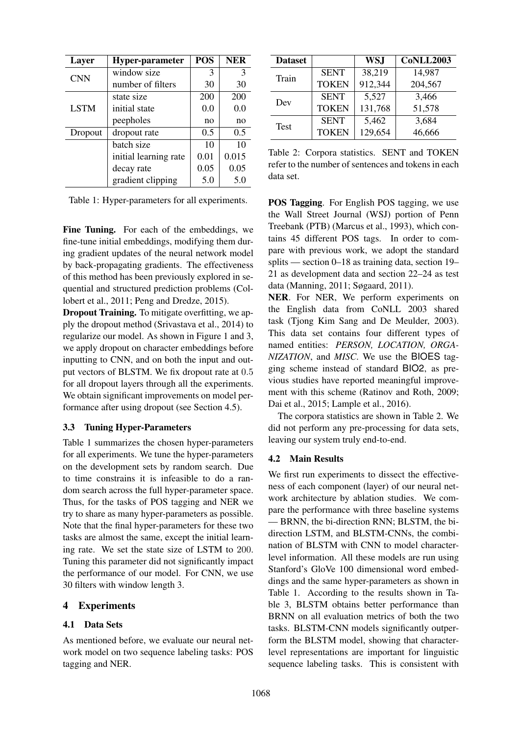| Layer | Hyper-parameter | POS | NER |
|---|---|---|---|
| CNN | window size | 3 | 3 |
| | number of filters | 30 | 30 |
| LSTM | state size | 200 | 200 |
| | initial state | 0.0 | 0.0 |
| | peepholes | no | no |
| Dropout | dropout rate | 0.5 | 0.5 |
| | batch size | 10 | 10 |
| | initial learning rate | 0.01 | 0.015 |
| | decay rate | 0.05 | 0.05 |
| | gradient clipping | 5.0 | 5.0 |

Table 1: Hyper-parameters for all experiments.

**Fine Tuning.** For each of the embeddings, we fine-tune initial embeddings, modifying them during gradient updates of the neural network model by back-propagating gradients. The effectiveness of this method has been previously explored in sequential and structured prediction problems (Collobert et al., 2011; Peng and Dredze, 2015).

**Dropout Training.** To mitigate overfitting, we apply the dropout method (Srivastava et al., 2014) to regularize our model. As shown in Figure 1 and 3, we apply dropout on character embeddings before inputting to CNN, and on both the input and output vectors of BLSTM. We fix dropout rate at 0.5 for all dropout layers through all the experiments. We obtain significant improvements on model performance after using dropout (see Section 4.5).

### 3.3 Tuning Hyper-Parameters

Table 1 summarizes the chosen hyper-parameters for all experiments. We tune the hyper-parameters on the development sets by random search. Due to time constrains it is infeasible to do a random search across the full hyper-parameter space. Thus, for the tasks of POS tagging and NER we try to share as many hyper-parameters as possible. Note that the final hyper-parameters for these two tasks are almost the same, except the initial learning rate. We set the state size of LSTM to 200. Tuning this parameter did not significantly impact the performance of our model. For CNN, we use 30 filters with window length 3.

## 4 Experiments

### 4.1 Data Sets

As mentioned before, we evaluate our neural network model on two sequence labeling tasks: POS tagging and NER.

| Dataset | | WSJ | CoNLL2003 |
|---|---|---|---|
| Train | SENT | 38,219 | 14,987 |
| | TOKEN | 912,344 | 204,567 |
| Dev | SENT | 5,527 | 3,466 |
| | TOKEN | 131,768 | 51,578 |
| Test | SENT | 5,462 | 3,684 |
| | TOKEN | 129,654 | 46,666 |

Table 2: Corpora statistics. SENT and TOKEN refer to the number of sentences and tokens in each data set.

**POS Tagging**. For English POS tagging, we use the Wall Street Journal (WSJ) portion of Penn Treebank (PTB) (Marcus et al., 1993), which contains 45 different POS tags. In order to compare with previous work, we adopt the standard splits — section 0–18 as training data, section 19–21 as development data and section 22–24 as test data (Manning, 2011; Søgaard, 2011).

**NER**. For NER, We perform experiments on the English data from CoNLL 2003 shared task (Tjong Kim Sang and De Meulder, 2003). This data set contains four different types of named entities: *PERSON, LOCATION, ORGANIZATION*, and *MISC*. We use the BIOES tagging scheme instead of standard BIO2, as previous studies have reported meaningful improvement with this scheme (Ratinov and Roth, 2009; Dai et al., 2015; Lample et al., 2016).

The corpora statistics are shown in Table 2. We did not perform any pre-processing for data sets, leaving our system truly end-to-end.

### 4.2 Main Results

We first run experiments to dissect the effectiveness of each component (layer) of our neural network architecture by ablation studies. We compare the performance with three baseline systems — BRNN, the bi-direction RNN; BLSTM, the bi-direction LSTM, and BLSTM-CNNs, the combination of BLSTM with CNN to model character-level information. All these models are run using Stanford's GloVe 100 dimensional word embeddings and the same hyper-parameters as shown in Table 1. According to the results shown in Table 3, BLSTM obtains better performance than BRNN on all evaluation metrics of both the two tasks. BLSTM-CNN models significantly outperform the BLSTM model, showing that character-level representations are important for linguistic sequence labeling tasks. This is consistent with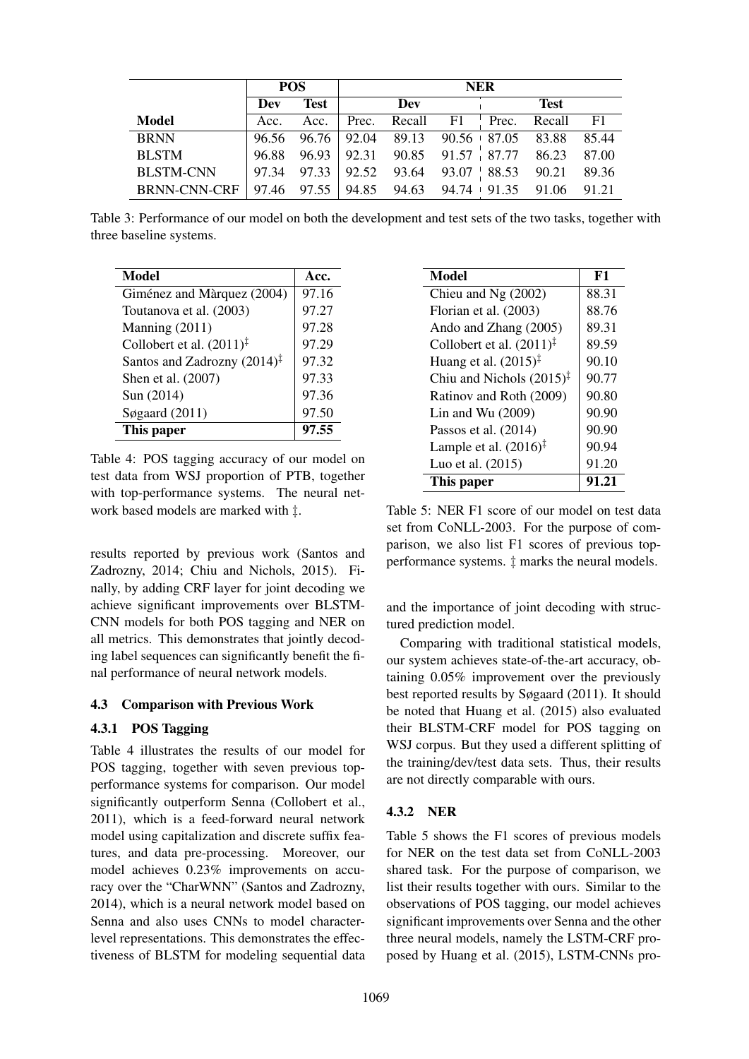| | POS | | NER | | | | | |
|---|---|---|---|---|---|---|---|---|
| | Dev | Test | Dev | | | Test | | |
| Model | Acc. | Acc. | Prec. | Recall | F1 | Prec. | Recall | F1 |
| BRNN | 96.56 | 96.76 | 92.04 | 89.13 | 90.56 | 87.05 | 83.88 | 85.44 |
| BLSTM | 96.88 | 96.93 | 92.31 | 90.85 | 91.57 | 87.77 | 86.23 | 87.00 |
| BLSTM-CNN | 97.34 | 97.33 | 92.52 | 93.64 | 93.07 | 88.53 | 90.21 | 89.36 |
| BRNN-CNN-CRF | 97.46 | 97.55 | 94.85 | 94.63 | 94.74 | 91.35 | 91.06 | 91.21 |

Table 3: Performance of our model on both the development and test sets of the two tasks, together with three baseline systems.

| Model | Acc. |
|---|---|
| Giménez and Màrquez (2004) | 97.16 |
| Toutanova et al. (2003) | 97.27 |
| Manning (2011) | 97.28 |
| Collobert et al. (2011)‡ | 97.29 |
| Santos and Zadrozny (2014)‡ | 97.32 |
| Shen et al. (2007) | 97.33 |
| Sun (2014) | 97.36 |
| Søgaard (2011) | 97.50 |
| **This paper** | **97.55** |

Table 4: POS tagging accuracy of our model on test data from WSJ proportion of PTB, together with top-performance systems. The neural network based models are marked with ‡.

| Model | F1 |
|---|---|
| Chieu and Ng (2002) | 88.31 |
| Florian et al. (2003) | 88.76 |
| Ando and Zhang (2005) | 89.31 |
| Collobert et al. (2011)‡ | 89.59 |
| Huang et al. (2015)‡ | 90.10 |
| Chiu and Nichols (2015)‡ | 90.77 |
| Ratinov and Roth (2009) | 90.80 |
| Lin and Wu (2009) | 90.90 |
| Passos et al. (2014) | 90.90 |
| Lample et al. (2016)‡ | 90.94 |
| Luo et al. (2015) | 91.20 |
| **This paper** | **91.21** |

Table 5: NER F1 score of our model on test data set from CoNLL-2003. For the purpose of comparison, we also list F1 scores of previous top-performance systems. ‡ marks the neural models.

results reported by previous work (Santos and Zadrozny, 2014; Chiu and Nichols, 2015). Finally, by adding CRF layer for joint decoding we achieve significant improvements over BLSTM-CNN models for both POS tagging and NER on all metrics. This demonstrates that jointly decoding label sequences can significantly benefit the final performance of neural network models.

### 4.3 Comparison with Previous Work

#### 4.3.1 POS Tagging

Table 4 illustrates the results of our model for POS tagging, together with seven previous top-performance systems for comparison. Our model significantly outperform Senna (Collobert et al., 2011), which is a feed-forward neural network model using capitalization and discrete suffix features, and data pre-processing. Moreover, our model achieves 0.23% improvements on accuracy over the "CharWNN" (Santos and Zadrozny, 2014), which is a neural network model based on Senna and also uses CNNs to model character-level representations. This demonstrates the effectiveness of BLSTM for modeling sequential data and the importance of joint decoding with structured prediction model.

Comparing with traditional statistical models, our system achieves state-of-the-art accuracy, obtaining 0.05% improvement over the previously best reported results by Søgaard (2011). It should be noted that Huang et al. (2015) also evaluated their BLSTM-CRF model for POS tagging on WSJ corpus. But they used a different splitting of the training/dev/test data sets. Thus, their results are not directly comparable with ours.

#### 4.3.2 NER

Table 5 shows the F1 scores of previous models for NER on the test data set from CoNLL-2003 shared task. For the purpose of comparison, we list their results together with ours. Similar to the observations of POS tagging, our model achieves significant improvements over Senna and the other three neural models, namely the LSTM-CRF proposed by Huang et al. (2015), LSTM-CNNs pro-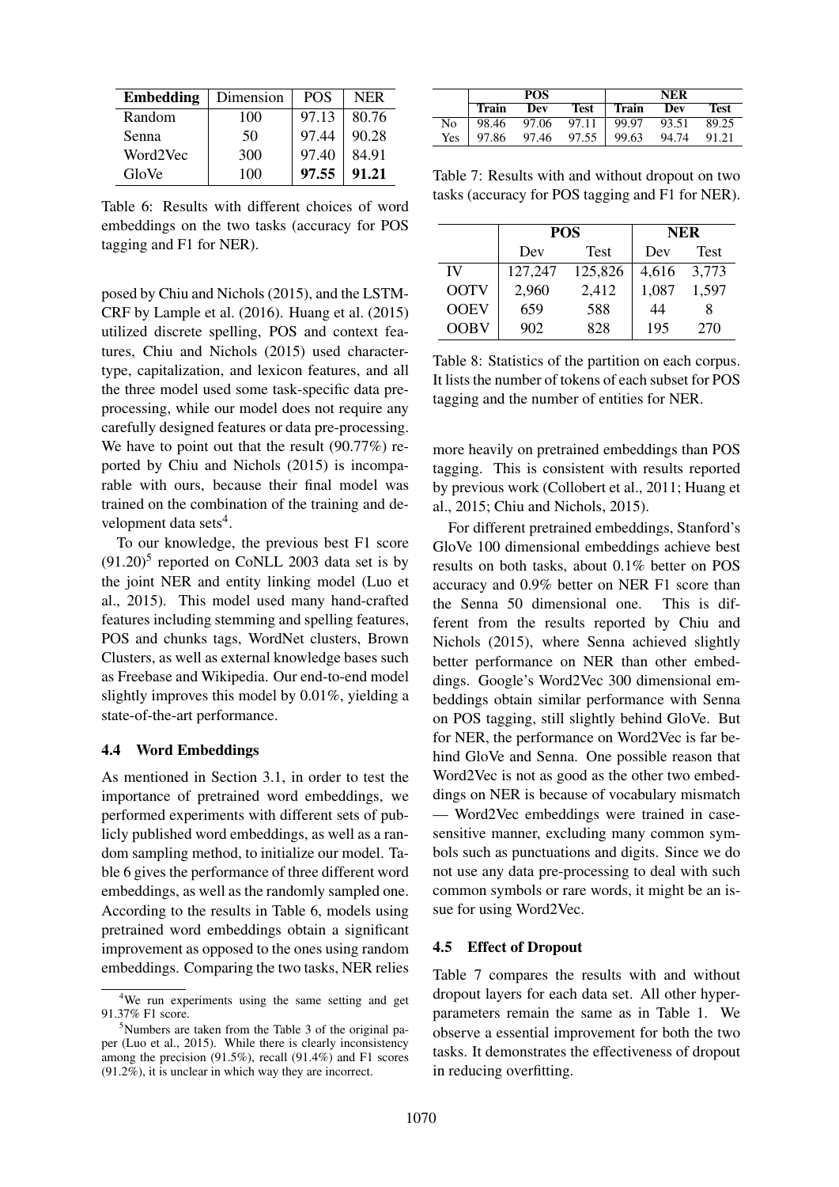| Embedding | Dimension | POS | NER |
|---|---|---|---|
| Random | 100 | 97.13 | 80.76 |
| Senna | 50 | 97.44 | 90.28 |
| Word2Vec | 300 | 97.40 | 84.91 |
| GloVe | 100 | **97.55** | **91.21** |

Table 6: Results with different choices of word embeddings on the two tasks (accuracy for POS tagging and F1 for NER).

posed by Chiu and Nichols (2015), and the LSTM-CRF by Lample et al. (2016). Huang et al. (2015) utilized discrete spelling, POS and context features, Chiu and Nichols (2015) used character-type, capitalization, and lexicon features, and all the three model used some task-specific data pre-processing, while our model does not require any carefully designed features or data pre-processing. We have to point out that the result (90.77%) reported by Chiu and Nichols (2015) is incomparable with ours, because their final model was trained on the combination of the training and development data sets[4].

To our knowledge, the previous best F1 score (91.20)[5] reported on CoNLL 2003 data set is by the joint NER and entity linking model (Luo et al., 2015). This model used many hand-crafted features including stemming and spelling features, POS and chunks tags, WordNet clusters, Brown Clusters, as well as external knowledge bases such as Freebase and Wikipedia. Our end-to-end model slightly improves this model by 0.01%, yielding a state-of-the-art performance.

### 4.4 Word Embeddings

As mentioned in Section 3.1, in order to test the importance of pretrained word embeddings, we performed experiments with different sets of publicly published word embeddings, as well as a random sampling method, to initialize our model. Table 6 gives the performance of three different word embeddings, as well as the randomly sampled one. According to the results in Table 6, models using pretrained word embeddings obtain a significant improvement as opposed to the ones using random embeddings. Comparing the two tasks, NER relies more heavily on pretrained embeddings than POS tagging. This is consistent with results reported by previous work (Collobert et al., 2011; Huang et al., 2015; Chiu and Nichols, 2015).

For different pretrained embeddings, Stanford's GloVe 100 dimensional embeddings achieve best results on both tasks, about 0.1% better on POS accuracy and 0.9% better on NER F1 score than the Senna 50 dimensional one. This is different from the results reported by Chiu and Nichols (2015), where Senna achieved slightly better performance on NER than other embeddings. Google's Word2Vec 300 dimensional embeddings obtain similar performance with Senna on POS tagging, still slightly behind GloVe. But for NER, the performance on Word2Vec is far behind GloVe and Senna. One possible reason that Word2Vec is not as good as the other two embeddings on NER is because of vocabulary mismatch — Word2Vec embeddings were trained in case-sensitive manner, excluding many common symbols such as punctuations and digits. Since we do not use any data pre-processing to deal with such common symbols or rare words, it might be an issue for using Word2Vec.

|  | POS | | | NER | | |
|---|---|---|---|---|---|---|
|  | **Train** | **Dev** | **Test** | **Train** | **Dev** | **Test** |
| No | 98.46 | 97.06 | 97.11 | 99.97 | 93.51 | 89.25 |
| Yes | 97.86 | 97.46 | 97.55 | 99.63 | 94.74 | 91.21 |

Table 7: Results with and without dropout on two tasks (accuracy for POS tagging and F1 for NER).

|  | POS | | NER | |
|---|---|---|---|---|
|  | Dev | Test | Dev | Test |
| IV | 127,247 | 125,826 | 4,616 | 3,773 |
| OOTV | 2,960 | 2,412 | 1,087 | 1,597 |
| OOEV | 659 | 588 | 44 | 8 |
| OOBV | 902 | 828 | 195 | 270 |

Table 8: Statistics of the partition on each corpus. It lists the number of tokens of each subset for POS tagging and the number of entities for NER.

### 4.5 Effect of Dropout

Table 7 compares the results with and without dropout layers for each data set. All other hyper-parameters remain the same as in Table 1. We observe a essential improvement for both the two tasks. It demonstrates the effectiveness of dropout in reducing overfitting.

[4] We run experiments using the same setting and get 91.37% F1 score.

[5] Numbers are taken from the Table 3 of the original paper (Luo et al., 2015). While there is clearly inconsistency among the precision (91.5%), recall (91.4%) and F1 scores (91.2%), it is unclear in which way they are incorrect.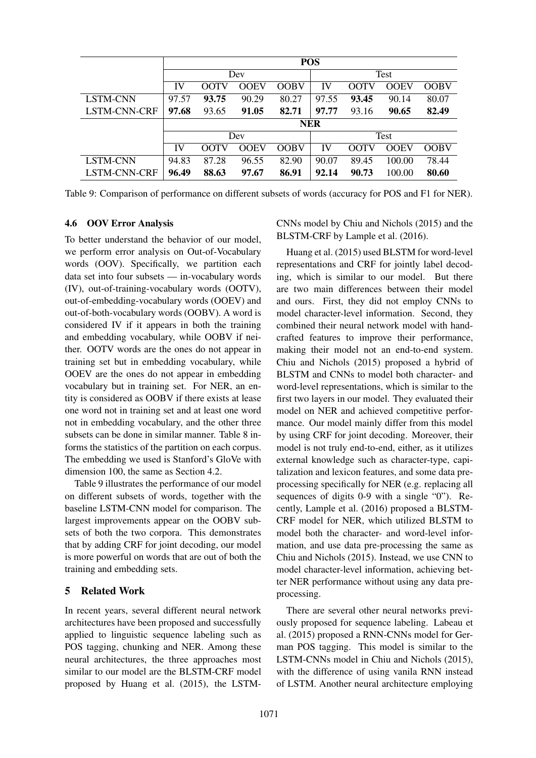|  | POS |  |  |  |  |  |  |  |
|---|---|---|---|---|---|---|---|---|
|  | Dev |  |  |  | Test |  |  |  |
|  | IV | OOTV | OOEV | OOBV | IV | OOTV | OOEV | OOBV |
| LSTM-CNN | 97.57 | **93.75** | 90.29 | 80.27 | 97.55 | **93.45** | 90.14 | 80.07 |
| LSTM-CNN-CRF | **97.68** | 93.65 | **91.05** | **82.71** | **97.77** | 93.16 | **90.65** | **82.49** |
|  | NER |  |  |  |  |  |  |  |
|  | Dev |  |  |  | Test |  |  |  |
|  | IV | OOTV | OOEV | OOBV | IV | OOTV | OOEV | OOBV |
| LSTM-CNN | 94.83 | 87.28 | 96.55 | 82.90 | 90.07 | 89.45 | 100.00 | 78.44 |
| LSTM-CNN-CRF | **96.49** | **88.63** | **97.67** | **86.91** | **92.14** | **90.73** | 100.00 | **80.60** |

Table 9: Comparison of performance on different subsets of words (accuracy for POS and F1 for NER).

### 4.6 OOV Error Analysis

To better understand the behavior of our model, we perform error analysis on Out-of-Vocabulary words (OOV). Specifically, we partition each data set into four subsets — in-vocabulary words (IV), out-of-training-vocabulary words (OOTV), out-of-embedding-vocabulary words (OOEV) and out-of-both-vocabulary words (OOBV). A word is considered IV if it appears in both the training and embedding vocabulary, while OOBV if neither. OOTV words are the ones do not appear in training set but in embedding vocabulary, while OOEV are the ones do not appear in embedding vocabulary but in training set. For NER, an entity is considered as OOBV if there exists at lease one word not in training set and at least one word not in embedding vocabulary, and the other three subsets can be done in similar manner. Table 8 informs the statistics of the partition on each corpus. The embedding we used is Stanford's GloVe with dimension 100, the same as Section 4.2.

Table 9 illustrates the performance of our model on different subsets of words, together with the baseline LSTM-CNN model for comparison. The largest improvements appear on the OOBV subsets of both the two corpora. This demonstrates that by adding CRF for joint decoding, our model is more powerful on words that are out of both the training and embedding sets.

## 5 Related Work

In recent years, several different neural network architectures have been proposed and successfully applied to linguistic sequence labeling such as POS tagging, chunking and NER. Among these neural architectures, the three approaches most similar to our model are the BLSTM-CRF model proposed by Huang et al. (2015), the LSTM-CNNs model by Chiu and Nichols (2015) and the BLSTM-CRF by Lample et al. (2016).

Huang et al. (2015) used BLSTM for word-level representations and CRF for jointly label decoding, which is similar to our model. But there are two main differences between their model and ours. First, they did not employ CNNs to model character-level information. Second, they combined their neural network model with handcrafted features to improve their performance, making their model not an end-to-end system. Chiu and Nichols (2015) proposed a hybrid of BLSTM and CNNs to model both character- and word-level representations, which is similar to the first two layers in our model. They evaluated their model on NER and achieved competitive performance. Our model mainly differ from this model by using CRF for joint decoding. Moreover, their model is not truly end-to-end, either, as it utilizes external knowledge such as character-type, capitalization and lexicon features, and some data preprocessing specifically for NER (e.g. replacing all sequences of digits 0-9 with a single "0"). Recently, Lample et al. (2016) proposed a BLSTM-CRF model for NER, which utilized BLSTM to model both the character- and word-level information, and use data pre-processing the same as Chiu and Nichols (2015). Instead, we use CNN to model character-level information, achieving better NER performance without using any data preprocessing.

There are several other neural networks previously proposed for sequence labeling. Labeau et al. (2015) proposed a RNN-CNNs model for German POS tagging. This model is similar to the LSTM-CNNs model in Chiu and Nichols (2015), with the difference of using vanila RNN instead of LSTM. Another neural architecture employing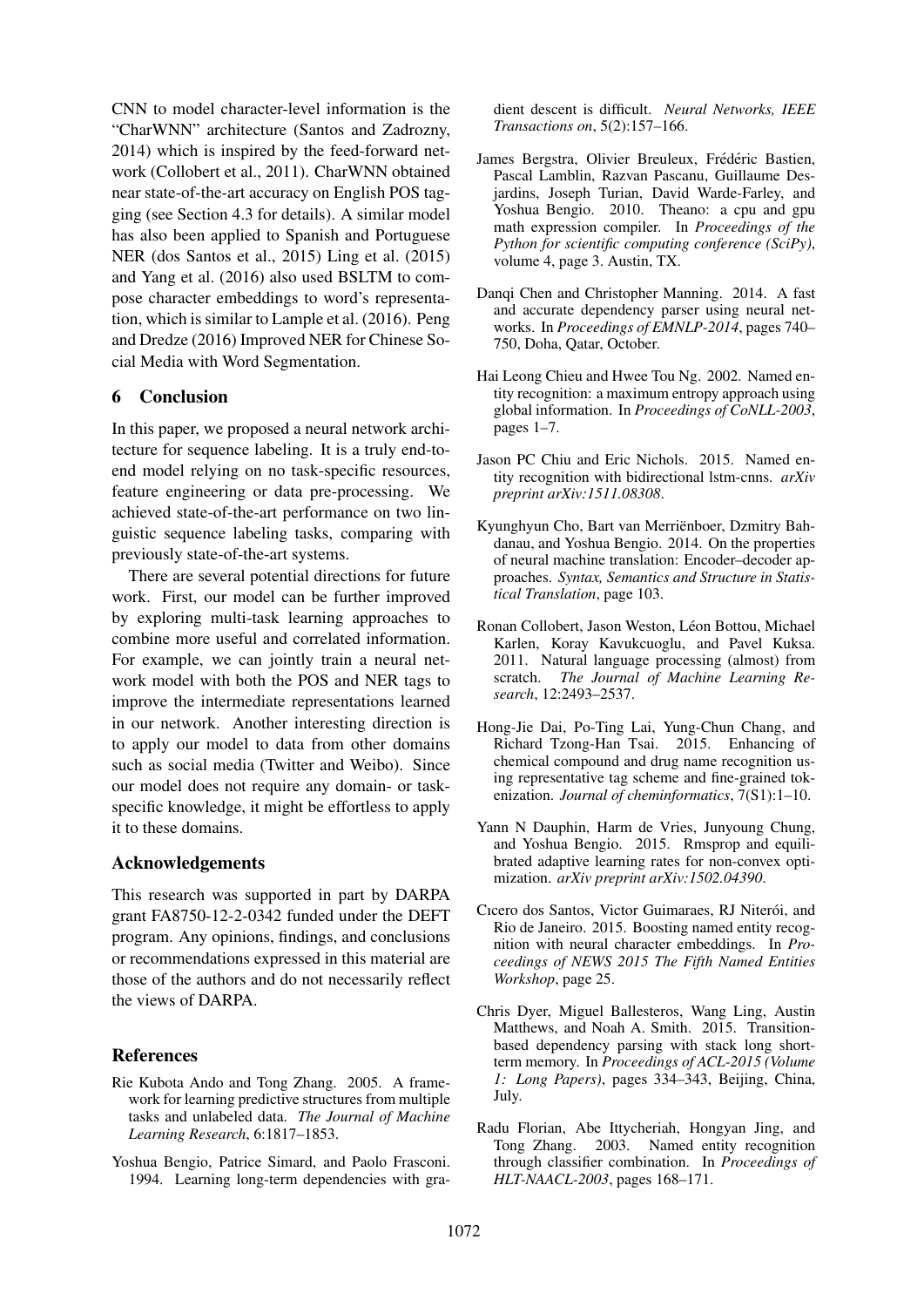CNN to model character-level information is the "CharWNN" architecture (Santos and Zadrozny, 2014) which is inspired by the feed-forward network (Collobert et al., 2011). CharWNN obtained near state-of-the-art accuracy on English POS tagging (see Section 4.3 for details). A similar model has also been applied to Spanish and Portuguese NER (dos Santos et al., 2015) Ling et al. (2015) and Yang et al. (2016) also used BSLTM to compose character embeddings to word's representation, which is similar to Lample et al. (2016). Peng and Dredze (2016) Improved NER for Chinese Social Media with Word Segmentation.

## 6 Conclusion

In this paper, we proposed a neural network architecture for sequence labeling. It is a truly end-to-end model relying on no task-specific resources, feature engineering or data pre-processing. We achieved state-of-the-art performance on two linguistic sequence labeling tasks, comparing with previously state-of-the-art systems.

There are several potential directions for future work. First, our model can be further improved by exploring multi-task learning approaches to combine more useful and correlated information. For example, we can jointly train a neural network model with both the POS and NER tags to improve the intermediate representations learned in our network. Another interesting direction is to apply our model to data from other domains such as social media (Twitter and Weibo). Since our model does not require any domain- or task-specific knowledge, it might be effortless to apply it to these domains.

## Acknowledgements

This research was supported in part by DARPA grant FA8750-12-2-0342 funded under the DEFT program. Any opinions, findings, and conclusions or recommendations expressed in this material are those of the authors and do not necessarily reflect the views of DARPA.

## References

Rie Kubota Ando and Tong Zhang. 2005. A framework for learning predictive structures from multiple tasks and unlabeled data. *The Journal of Machine Learning Research*, 6:1817–1853.

Yoshua Bengio, Patrice Simard, and Paolo Frasconi. 1994. Learning long-term dependencies with gradient descent is difficult. *Neural Networks, IEEE Transactions on*, 5(2):157–166.

James Bergstra, Olivier Breuleux, Frédéric Bastien, Pascal Lamblin, Razvan Pascanu, Guillaume Desjardins, Joseph Turian, David Warde-Farley, and Yoshua Bengio. 2010. Theano: a cpu and gpu math expression compiler. In *Proceedings of the Python for scientific computing conference (SciPy)*, volume 4, page 3. Austin, TX.

Danqi Chen and Christopher Manning. 2014. A fast and accurate dependency parser using neural networks. In *Proceedings of EMNLP-2014*, pages 740–750, Doha, Qatar, October.

Hai Leong Chieu and Hwee Tou Ng. 2002. Named entity recognition: a maximum entropy approach using global information. In *Proceedings of CoNLL-2003*, pages 1–7.

Jason PC Chiu and Eric Nichols. 2015. Named entity recognition with bidirectional lstm-cnns. *arXiv preprint arXiv:1511.08308*.

Kyunghyun Cho, Bart van Merriënboer, Dzmitry Bahdanau, and Yoshua Bengio. 2014. On the properties of neural machine translation: Encoder–decoder approaches. *Syntax, Semantics and Structure in Statistical Translation*, page 103.

Ronan Collobert, Jason Weston, Léon Bottou, Michael Karlen, Koray Kavukcuoglu, and Pavel Kuksa. 2011. Natural language processing (almost) from scratch. *The Journal of Machine Learning Research*, 12:2493–2537.

Hong-Jie Dai, Po-Ting Lai, Yung-Chun Chang, and Richard Tzong-Han Tsai. 2015. Enhancing of chemical compound and drug name recognition using representative tag scheme and fine-grained tokenization. *Journal of cheminformatics*, 7(S1):1–10.

Yann N Dauphin, Harm de Vries, Junyoung Chung, and Yoshua Bengio. 2015. Rmsprop and equilibrated adaptive learning rates for non-convex optimization. *arXiv preprint arXiv:1502.04390*.

Cıcero dos Santos, Victor Guimaraes, RJ Niterói, and Rio de Janeiro. 2015. Boosting named entity recognition with neural character embeddings. In *Proceedings of NEWS 2015 The Fifth Named Entities Workshop*, page 25.

Chris Dyer, Miguel Ballesteros, Wang Ling, Austin Matthews, and Noah A. Smith. 2015. Transition-based dependency parsing with stack long short-term memory. In *Proceedings of ACL-2015 (Volume 1: Long Papers)*, pages 334–343, Beijing, China, July.

Radu Florian, Abe Ittycheriah, Hongyan Jing, and Tong Zhang. 2003. Named entity recognition through classifier combination. In *Proceedings of HLT-NAACL-2003*, pages 168–171.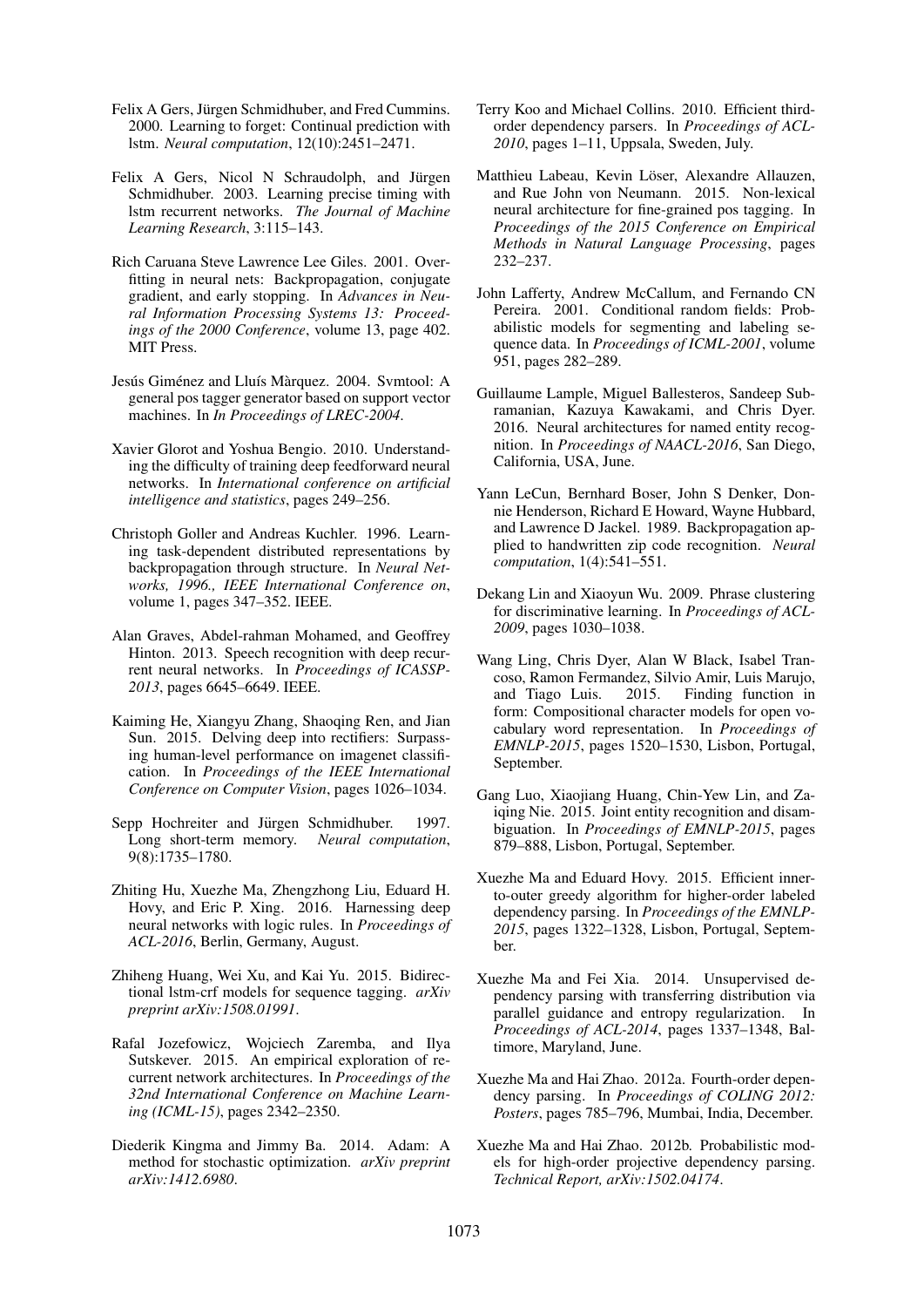Felix A Gers, Jürgen Schmidhuber, and Fred Cummins. 2000. Learning to forget: Continual prediction with lstm. *Neural computation*, 12(10):2451–2471.

Felix A Gers, Nicol N Schraudolph, and Jürgen Schmidhuber. 2003. Learning precise timing with lstm recurrent networks. *The Journal of Machine Learning Research*, 3:115–143.

Rich Caruana Steve Lawrence Lee Giles. 2001. Overfitting in neural nets: Backpropagation, conjugate gradient, and early stopping. In *Advances in Neural Information Processing Systems 13: Proceedings of the 2000 Conference*, volume 13, page 402. MIT Press.

Jesús Giménez and Lluís Màrquez. 2004. Svmtool: A general pos tagger generator based on support vector machines. In *In Proceedings of LREC-2004*.

Xavier Glorot and Yoshua Bengio. 2010. Understanding the difficulty of training deep feedforward neural networks. In *International conference on artificial intelligence and statistics*, pages 249–256.

Christoph Goller and Andreas Kuchler. 1996. Learning task-dependent distributed representations by backpropagation through structure. In *Neural Networks, 1996., IEEE International Conference on*, volume 1, pages 347–352. IEEE.

Alan Graves, Abdel-rahman Mohamed, and Geoffrey Hinton. 2013. Speech recognition with deep recurrent neural networks. In *Proceedings of ICASSP-2013*, pages 6645–6649. IEEE.

Kaiming He, Xiangyu Zhang, Shaoqing Ren, and Jian Sun. 2015. Delving deep into rectifiers: Surpassing human-level performance on imagenet classification. In *Proceedings of the IEEE International Conference on Computer Vision*, pages 1026–1034.

Sepp Hochreiter and Jürgen Schmidhuber. 1997. Long short-term memory. *Neural computation*, 9(8):1735–1780.

Zhiting Hu, Xuezhe Ma, Zhengzhong Liu, Eduard H. Hovy, and Eric P. Xing. 2016. Harnessing deep neural networks with logic rules. In *Proceedings of ACL-2016*, Berlin, Germany, August.

Zhiheng Huang, Wei Xu, and Kai Yu. 2015. Bidirectional lstm-crf models for sequence tagging. *arXiv preprint arXiv:1508.01991*.

Rafal Jozefowicz, Wojciech Zaremba, and Ilya Sutskever. 2015. An empirical exploration of recurrent network architectures. In *Proceedings of the 32nd International Conference on Machine Learning (ICML-15)*, pages 2342–2350.

Diederik Kingma and Jimmy Ba. 2014. Adam: A method for stochastic optimization. *arXiv preprint arXiv:1412.6980*.

Terry Koo and Michael Collins. 2010. Efficient third-order dependency parsers. In *Proceedings of ACL-2010*, pages 1–11, Uppsala, Sweden, July.

Matthieu Labeau, Kevin Löser, Alexandre Allauzen, and Rue John von Neumann. 2015. Non-lexical neural architecture for fine-grained pos tagging. In *Proceedings of the 2015 Conference on Empirical Methods in Natural Language Processing*, pages 232–237.

John Lafferty, Andrew McCallum, and Fernando CN Pereira. 2001. Conditional random fields: Probabilistic models for segmenting and labeling sequence data. In *Proceedings of ICML-2001*, volume 951, pages 282–289.

Guillaume Lample, Miguel Ballesteros, Sandeep Subramanian, Kazuya Kawakami, and Chris Dyer. 2016. Neural architectures for named entity recognition. In *Proceedings of NAACL-2016*, San Diego, California, USA, June.

Yann LeCun, Bernhard Boser, John S Denker, Donnie Henderson, Richard E Howard, Wayne Hubbard, and Lawrence D Jackel. 1989. Backpropagation applied to handwritten zip code recognition. *Neural computation*, 1(4):541–551.

Dekang Lin and Xiaoyun Wu. 2009. Phrase clustering for discriminative learning. In *Proceedings of ACL-2009*, pages 1030–1038.

Wang Ling, Chris Dyer, Alan W Black, Isabel Trancoso, Ramon Fermandez, Silvio Amir, Luis Marujo, and Tiago Luis. 2015. Finding function in form: Compositional character models for open vocabulary word representation. In *Proceedings of EMNLP-2015*, pages 1520–1530, Lisbon, Portugal, September.

Gang Luo, Xiaojiang Huang, Chin-Yew Lin, and Zaiqing Nie. 2015. Joint entity recognition and disambiguation. In *Proceedings of EMNLP-2015*, pages 879–888, Lisbon, Portugal, September.

Xuezhe Ma and Eduard Hovy. 2015. Efficient inner-to-outer greedy algorithm for higher-order labeled dependency parsing. In *Proceedings of the EMNLP-2015*, pages 1322–1328, Lisbon, Portugal, September.

Xuezhe Ma and Fei Xia. 2014. Unsupervised dependency parsing with transferring distribution via parallel guidance and entropy regularization. In *Proceedings of ACL-2014*, pages 1337–1348, Baltimore, Maryland, June.

Xuezhe Ma and Hai Zhao. 2012a. Fourth-order dependency parsing. In *Proceedings of COLING 2012: Posters*, pages 785–796, Mumbai, India, December.

Xuezhe Ma and Hai Zhao. 2012b. Probabilistic models for high-order projective dependency parsing. *Technical Report, arXiv:1502.04174*.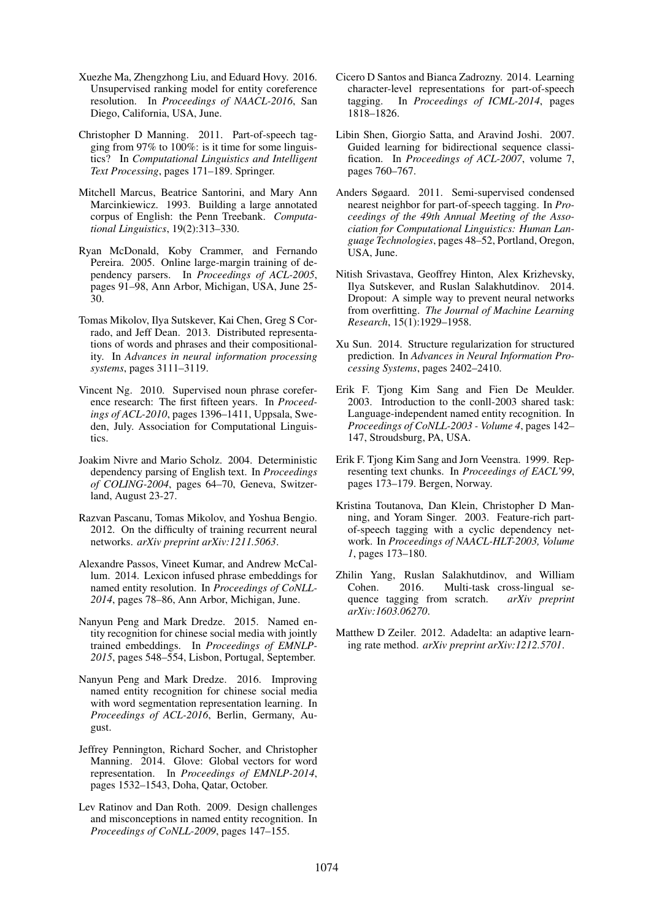Xuezhe Ma, Zhengzhong Liu, and Eduard Hovy. 2016. Unsupervised ranking model for entity coreference resolution. In *Proceedings of NAACL-2016*, San Diego, California, USA, June.

Christopher D Manning. 2011. Part-of-speech tagging from 97% to 100%: is it time for some linguistics? In *Computational Linguistics and Intelligent Text Processing*, pages 171–189. Springer.

Mitchell Marcus, Beatrice Santorini, and Mary Ann Marcinkiewicz. 1993. Building a large annotated corpus of English: the Penn Treebank. *Computational Linguistics*, 19(2):313–330.

Ryan McDonald, Koby Crammer, and Fernando Pereira. 2005. Online large-margin training of dependency parsers. In *Proceedings of ACL-2005*, pages 91–98, Ann Arbor, Michigan, USA, June 25-30.

Tomas Mikolov, Ilya Sutskever, Kai Chen, Greg S Corrado, and Jeff Dean. 2013. Distributed representations of words and phrases and their compositionality. In *Advances in neural information processing systems*, pages 3111–3119.

Vincent Ng. 2010. Supervised noun phrase coreference research: The first fifteen years. In *Proceedings of ACL-2010*, pages 1396–1411, Uppsala, Sweden, July. Association for Computational Linguistics.

Joakim Nivre and Mario Scholz. 2004. Deterministic dependency parsing of English text. In *Proceedings of COLING-2004*, pages 64–70, Geneva, Switzerland, August 23-27.

Razvan Pascanu, Tomas Mikolov, and Yoshua Bengio. 2012. On the difficulty of training recurrent neural networks. *arXiv preprint arXiv:1211.5063*.

Alexandre Passos, Vineet Kumar, and Andrew McCallum. 2014. Lexicon infused phrase embeddings for named entity resolution. In *Proceedings of CoNLL-2014*, pages 78–86, Ann Arbor, Michigan, June.

Nanyun Peng and Mark Dredze. 2015. Named entity recognition for chinese social media with jointly trained embeddings. In *Proceedings of EMNLP-2015*, pages 548–554, Lisbon, Portugal, September.

Nanyun Peng and Mark Dredze. 2016. Improving named entity recognition for chinese social media with word segmentation representation learning. In *Proceedings of ACL-2016*, Berlin, Germany, August.

Jeffrey Pennington, Richard Socher, and Christopher Manning. 2014. Glove: Global vectors for word representation. In *Proceedings of EMNLP-2014*, pages 1532–1543, Doha, Qatar, October.

Lev Ratinov and Dan Roth. 2009. Design challenges and misconceptions in named entity recognition. In *Proceedings of CoNLL-2009*, pages 147–155.

Cicero D Santos and Bianca Zadrozny. 2014. Learning character-level representations for part-of-speech tagging. In *Proceedings of ICML-2014*, pages 1818–1826.

Libin Shen, Giorgio Satta, and Aravind Joshi. 2007. Guided learning for bidirectional sequence classification. In *Proceedings of ACL-2007*, volume 7, pages 760–767.

Anders Søgaard. 2011. Semi-supervised condensed nearest neighbor for part-of-speech tagging. In *Proceedings of the 49th Annual Meeting of the Association for Computational Linguistics: Human Language Technologies*, pages 48–52, Portland, Oregon, USA, June.

Nitish Srivastava, Geoffrey Hinton, Alex Krizhevsky, Ilya Sutskever, and Ruslan Salakhutdinov. 2014. Dropout: A simple way to prevent neural networks from overfitting. *The Journal of Machine Learning Research*, 15(1):1929–1958.

Xu Sun. 2014. Structure regularization for structured prediction. In *Advances in Neural Information Processing Systems*, pages 2402–2410.

Erik F. Tjong Kim Sang and Fien De Meulder. 2003. Introduction to the conll-2003 shared task: Language-independent named entity recognition. In *Proceedings of CoNLL-2003 - Volume 4*, pages 142–147, Stroudsburg, PA, USA.

Erik F. Tjong Kim Sang and Jorn Veenstra. 1999. Representing text chunks. In *Proceedings of EACL'99*, pages 173–179. Bergen, Norway.

Kristina Toutanova, Dan Klein, Christopher D Manning, and Yoram Singer. 2003. Feature-rich part-of-speech tagging with a cyclic dependency network. In *Proceedings of NAACL-HLT-2003, Volume 1*, pages 173–180.

Zhilin Yang, Ruslan Salakhutdinov, and William Cohen. 2016. Multi-task cross-lingual sequence tagging from scratch. *arXiv preprint arXiv:1603.06270*.

Matthew D Zeiler. 2012. Adadelta: an adaptive learning rate method. *arXiv preprint arXiv:1212.5701*.